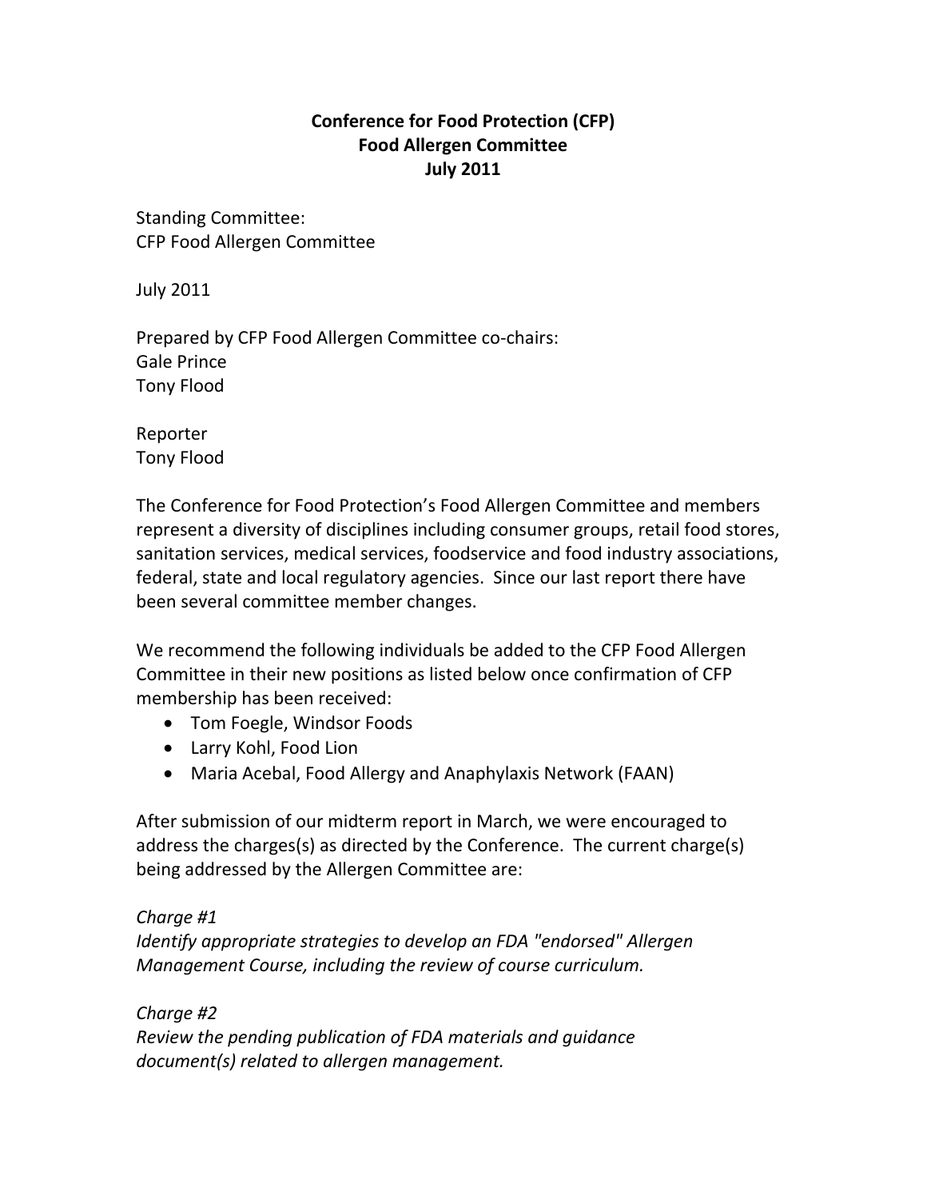**Conference for Food Protection (CFP)**
**Food Allergen Committee**
**July 2011**

Standing Committee:
CFP Food Allergen Committee

July 2011

Prepared by CFP Food Allergen Committee co-chairs:
Gale Prince
Tony Flood

Reporter
Tony Flood

The Conference for Food Protection's Food Allergen Committee and members represent a diversity of disciplines including consumer groups, retail food stores, sanitation services, medical services, foodservice and food industry associations, federal, state and local regulatory agencies. Since our last report there have been several committee member changes.

We recommend the following individuals be added to the CFP Food Allergen Committee in their new positions as listed below once confirmation of CFP membership has been received:

- Tom Foegle, Windsor Foods
- Larry Kohl, Food Lion
- Maria Acebal, Food Allergy and Anaphylaxis Network (FAAN)

After submission of our midterm report in March, we were encouraged to address the charges(s) as directed by the Conference. The current charge(s) being addressed by the Allergen Committee are:

*Charge #1*
*Identify appropriate strategies to develop an FDA "endorsed" Allergen Management Course, including the review of course curriculum.*

*Charge #2*
*Review the pending publication of FDA materials and guidance document(s) related to allergen management.*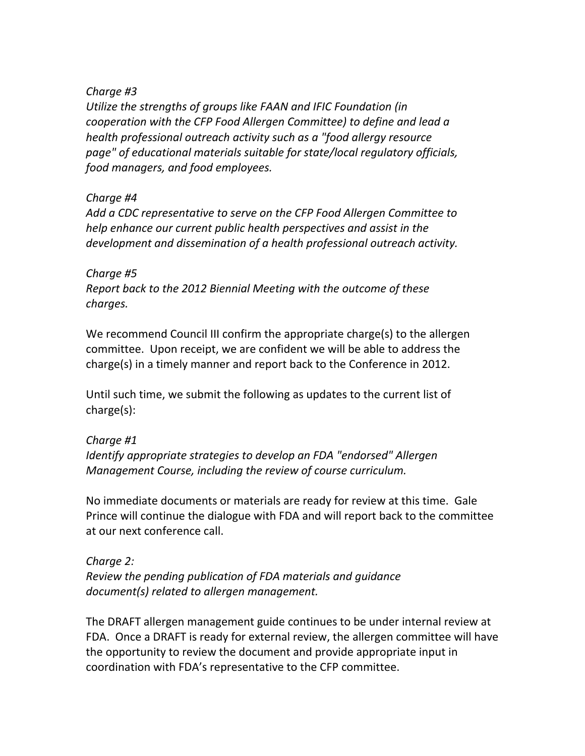*Charge #3*
*Utilize the strengths of groups like FAAN and IFIC Foundation (in cooperation with the CFP Food Allergen Committee) to define and lead a health professional outreach activity such as a "food allergy resource page" of educational materials suitable for state/local regulatory officials, food managers, and food employees.*

*Charge #4*
*Add a CDC representative to serve on the CFP Food Allergen Committee to help enhance our current public health perspectives and assist in the development and dissemination of a health professional outreach activity.*

*Charge #5*
*Report back to the 2012 Biennial Meeting with the outcome of these charges.*

We recommend Council III confirm the appropriate charge(s) to the allergen committee. Upon receipt, we are confident we will be able to address the charge(s) in a timely manner and report back to the Conference in 2012.

Until such time, we submit the following as updates to the current list of charge(s):

*Charge #1*
*Identify appropriate strategies to develop an FDA "endorsed" Allergen Management Course, including the review of course curriculum.*

No immediate documents or materials are ready for review at this time. Gale Prince will continue the dialogue with FDA and will report back to the committee at our next conference call.

*Charge 2:*
*Review the pending publication of FDA materials and guidance document(s) related to allergen management.*

The DRAFT allergen management guide continues to be under internal review at FDA. Once a DRAFT is ready for external review, the allergen committee will have the opportunity to review the document and provide appropriate input in coordination with FDA's representative to the CFP committee.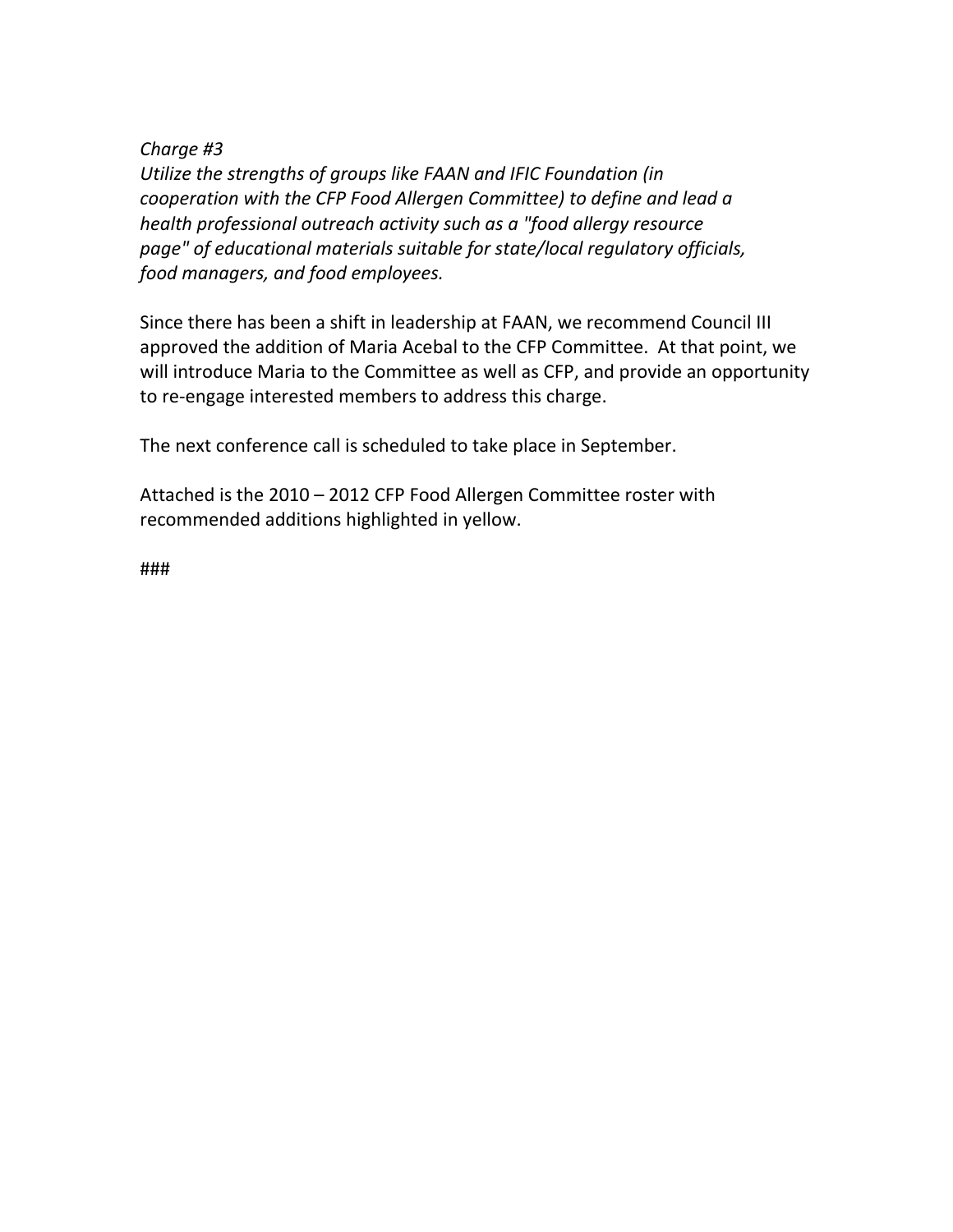*Charge #3*
*Utilize the strengths of groups like FAAN and IFIC Foundation (in cooperation with the CFP Food Allergen Committee) to define and lead a health professional outreach activity such as a "food allergy resource page" of educational materials suitable for state/local regulatory officials, food managers, and food employees.*

Since there has been a shift in leadership at FAAN, we recommend Council III approved the addition of Maria Acebal to the CFP Committee. At that point, we will introduce Maria to the Committee as well as CFP, and provide an opportunity to re-engage interested members to address this charge.

The next conference call is scheduled to take place in September.

Attached is the 2010 – 2012 CFP Food Allergen Committee roster with recommended additions highlighted in yellow.

###